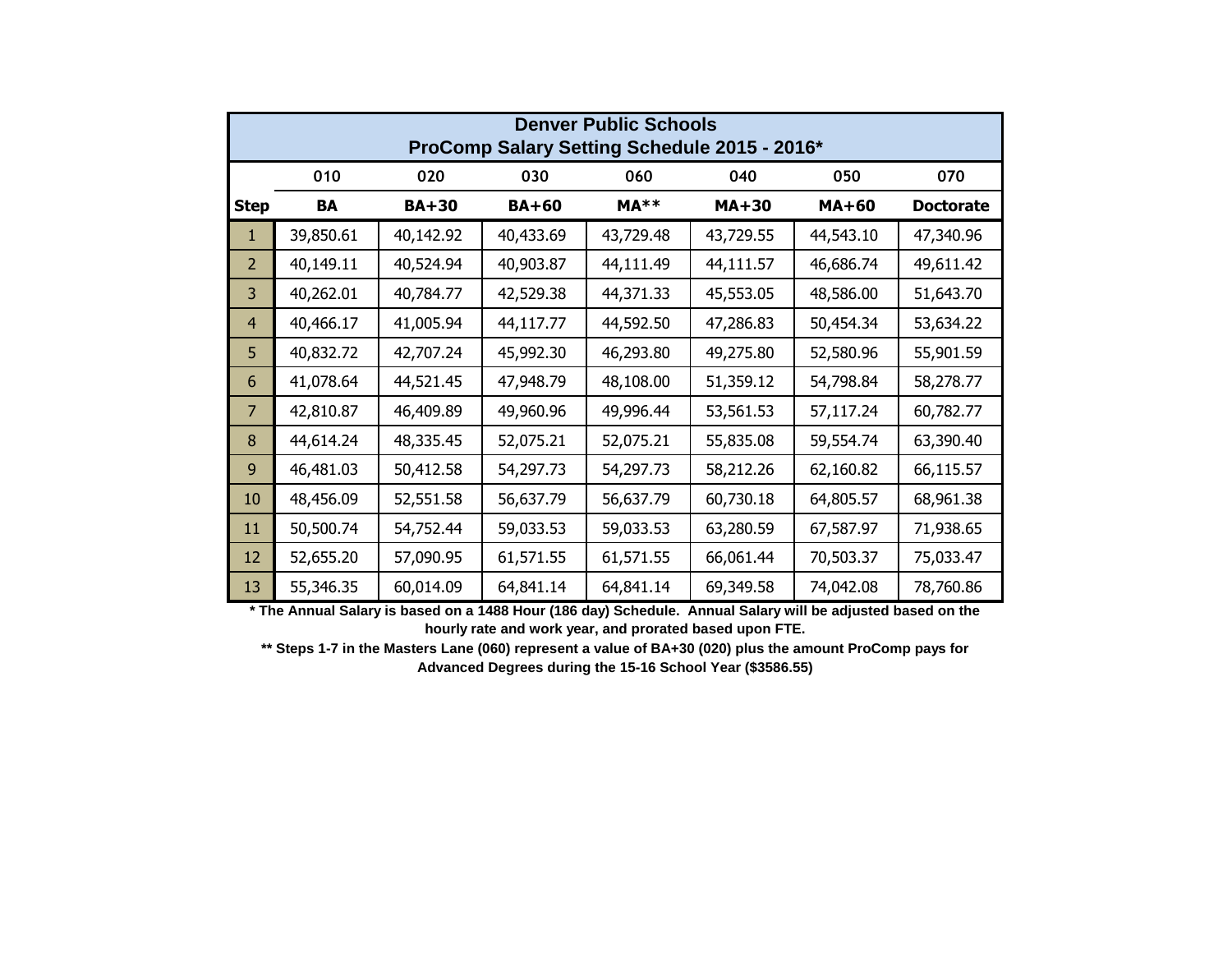# Denver Public Schools

## ProComp Salary Setting Schedule 2015 - 2016*

| | 010 | 020 | 030 | 060 | 040 | 050 | 070 |
|---|---|---|---|---|---|---|---|
| **Step** | **BA** | **BA+30** | **BA+60** | **MA**** | **MA+30** | **MA+60** | **Doctorate** |
| 1 | 39,850.61 | 40,142.92 | 40,433.69 | 43,729.48 | 43,729.55 | 44,543.10 | 47,340.96 |
| 2 | 40,149.11 | 40,524.94 | 40,903.87 | 44,111.49 | 44,111.57 | 46,686.74 | 49,611.42 |
| 3 | 40,262.01 | 40,784.77 | 42,529.38 | 44,371.33 | 45,553.05 | 48,586.00 | 51,643.70 |
| 4 | 40,466.17 | 41,005.94 | 44,117.77 | 44,592.50 | 47,286.83 | 50,454.34 | 53,634.22 |
| 5 | 40,832.72 | 42,707.24 | 45,992.30 | 46,293.80 | 49,275.80 | 52,580.96 | 55,901.59 |
| 6 | 41,078.64 | 44,521.45 | 47,948.79 | 48,108.00 | 51,359.12 | 54,798.84 | 58,278.77 |
| 7 | 42,810.87 | 46,409.89 | 49,960.96 | 49,996.44 | 53,561.53 | 57,117.24 | 60,782.77 |
| 8 | 44,614.24 | 48,335.45 | 52,075.21 | 52,075.21 | 55,835.08 | 59,554.74 | 63,390.40 |
| 9 | 46,481.03 | 50,412.58 | 54,297.73 | 54,297.73 | 58,212.26 | 62,160.82 | 66,115.57 |
| 10 | 48,456.09 | 52,551.58 | 56,637.79 | 56,637.79 | 60,730.18 | 64,805.57 | 68,961.38 |
| 11 | 50,500.74 | 54,752.44 | 59,033.53 | 59,033.53 | 63,280.59 | 67,587.97 | 71,938.65 |
| 12 | 52,655.20 | 57,090.95 | 61,571.55 | 61,571.55 | 66,061.44 | 70,503.37 | 75,033.47 |
| 13 | 55,346.35 | 60,014.09 | 64,841.14 | 64,841.14 | 69,349.58 | 74,042.08 | 78,760.86 |

**\* The Annual Salary is based on a 1488 Hour (186 day) Schedule. Annual Salary will be adjusted based on the hourly rate and work year, and prorated based upon FTE.**

**** Steps 1-7 in the Masters Lane (060) represent a value of BA+30 (020) plus the amount ProComp pays for Advanced Degrees during the 15-16 School Year ($3586.55)**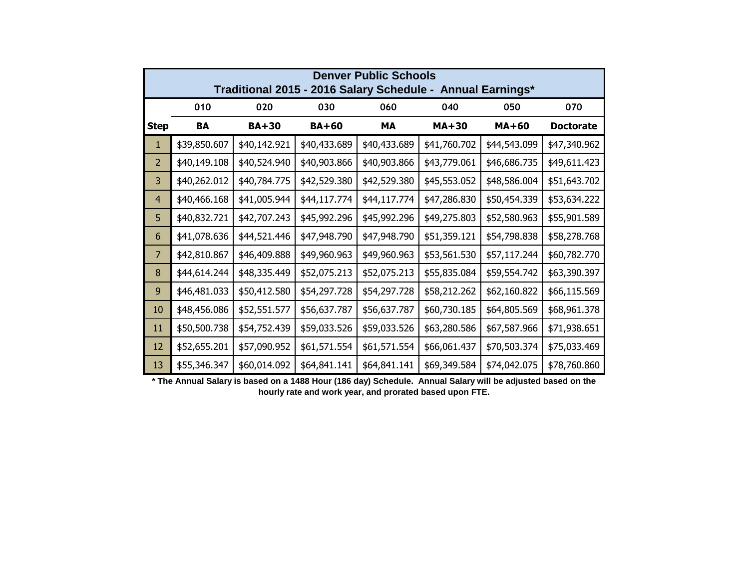| Denver Public Schools<br>Traditional 2015 - 2016 Salary Schedule - Annual Earnings* | | | | | | | |
|---|---|---|---|---|---|---|---|
| | 010 | 020 | 030 | 060 | 040 | 050 | 070 |
| **Step** | **BA** | **BA+30** | **BA+60** | **MA** | **MA+30** | **MA+60** | **Doctorate** |
| 1 | $39,850.607 | $40,142.921 | $40,433.689 | $40,433.689 | $41,760.702 | $44,543.099 | $47,340.962 |
| 2 | $40,149.108 | $40,524.940 | $40,903.866 | $40,903.866 | $43,779.061 | $46,686.735 | $49,611.423 |
| 3 | $40,262.012 | $40,784.775 | $42,529.380 | $42,529.380 | $45,553.052 | $48,586.004 | $51,643.702 |
| 4 | $40,466.168 | $41,005.944 | $44,117.774 | $44,117.774 | $47,286.830 | $50,454.339 | $53,634.222 |
| 5 | $40,832.721 | $42,707.243 | $45,992.296 | $45,992.296 | $49,275.803 | $52,580.963 | $55,901.589 |
| 6 | $41,078.636 | $44,521.446 | $47,948.790 | $47,948.790 | $51,359.121 | $54,798.838 | $58,278.768 |
| 7 | $42,810.867 | $46,409.888 | $49,960.963 | $49,960.963 | $53,561.530 | $57,117.244 | $60,782.770 |
| 8 | $44,614.244 | $48,335.449 | $52,075.213 | $52,075.213 | $55,835.084 | $59,554.742 | $63,390.397 |
| 9 | $46,481.033 | $50,412.580 | $54,297.728 | $54,297.728 | $58,212.262 | $62,160.822 | $66,115.569 |
| 10 | $48,456.086 | $52,551.577 | $56,637.787 | $56,637.787 | $60,730.185 | $64,805.569 | $68,961.378 |
| 11 | $50,500.738 | $54,752.439 | $59,033.526 | $59,033.526 | $63,280.586 | $67,587.966 | $71,938.651 |
| 12 | $52,655.201 | $57,090.952 | $61,571.554 | $61,571.554 | $66,061.437 | $70,503.374 | $75,033.469 |
| 13 | $55,346.347 | $60,014.092 | $64,841.141 | $64,841.141 | $69,349.584 | $74,042.075 | $78,760.860 |

**\* The Annual Salary is based on a 1488 Hour (186 day) Schedule. Annual Salary will be adjusted based on the hourly rate and work year, and prorated based upon FTE.**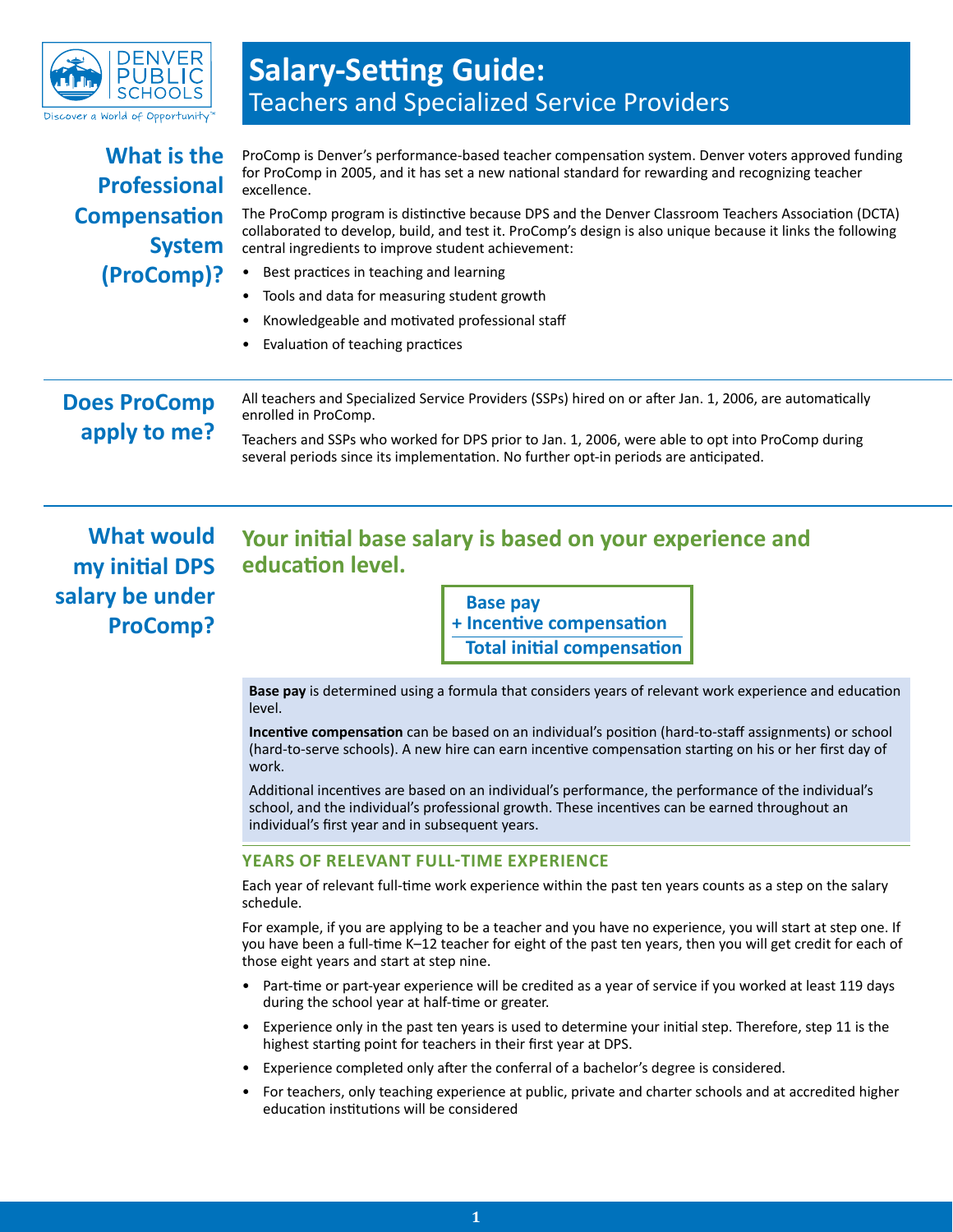# Salary-Setting Guide:

## Teachers and Specialized Service Providers

## What is the Professional Compensation System (ProComp)?

ProComp is Denver's performance-based teacher compensation system. Denver voters approved funding for ProComp in 2005, and it has set a new national standard for rewarding and recognizing teacher excellence.

The ProComp program is distinctive because DPS and the Denver Classroom Teachers Association (DCTA) collaborated to develop, build, and test it. ProComp's design is also unique because it links the following central ingredients to improve student achievement:

- Best practices in teaching and learning
- Tools and data for measuring student growth
- Knowledgeable and motivated professional staff
- Evaluation of teaching practices

## Does ProComp apply to me?

All teachers and Specialized Service Providers (SSPs) hired on or after Jan. 1, 2006, are automatically enrolled in ProComp.

Teachers and SSPs who worked for DPS prior to Jan. 1, 2006, were able to opt into ProComp during several periods since its implementation. No further opt-in periods are anticipated.

## What would my initial DPS salary be under ProComp?

### Your initial base salary is based on your experience and education level.

**Base pay**
**+ Incentive compensation**
**Total initial compensation**

**Base pay** is determined using a formula that considers years of relevant work experience and education level.

**Incentive compensation** can be based on an individual's position (hard-to-staff assignments) or school (hard-to-serve schools). A new hire can earn incentive compensation starting on his or her first day of work.

Additional incentives are based on an individual's performance, the performance of the individual's school, and the individual's professional growth. These incentives can be earned throughout an individual's first year and in subsequent years.

### YEARS OF RELEVANT FULL-TIME EXPERIENCE

Each year of relevant full-time work experience within the past ten years counts as a step on the salary schedule.

For example, if you are applying to be a teacher and you have no experience, you will start at step one. If you have been a full-time K–12 teacher for eight of the past ten years, then you will get credit for each of those eight years and start at step nine.

- Part-time or part-year experience will be credited as a year of service if you worked at least 119 days during the school year at half-time or greater.
- Experience only in the past ten years is used to determine your initial step. Therefore, step 11 is the highest starting point for teachers in their first year at DPS.
- Experience completed only after the conferral of a bachelor's degree is considered.
- For teachers, only teaching experience at public, private and charter schools and at accredited higher education institutions will be considered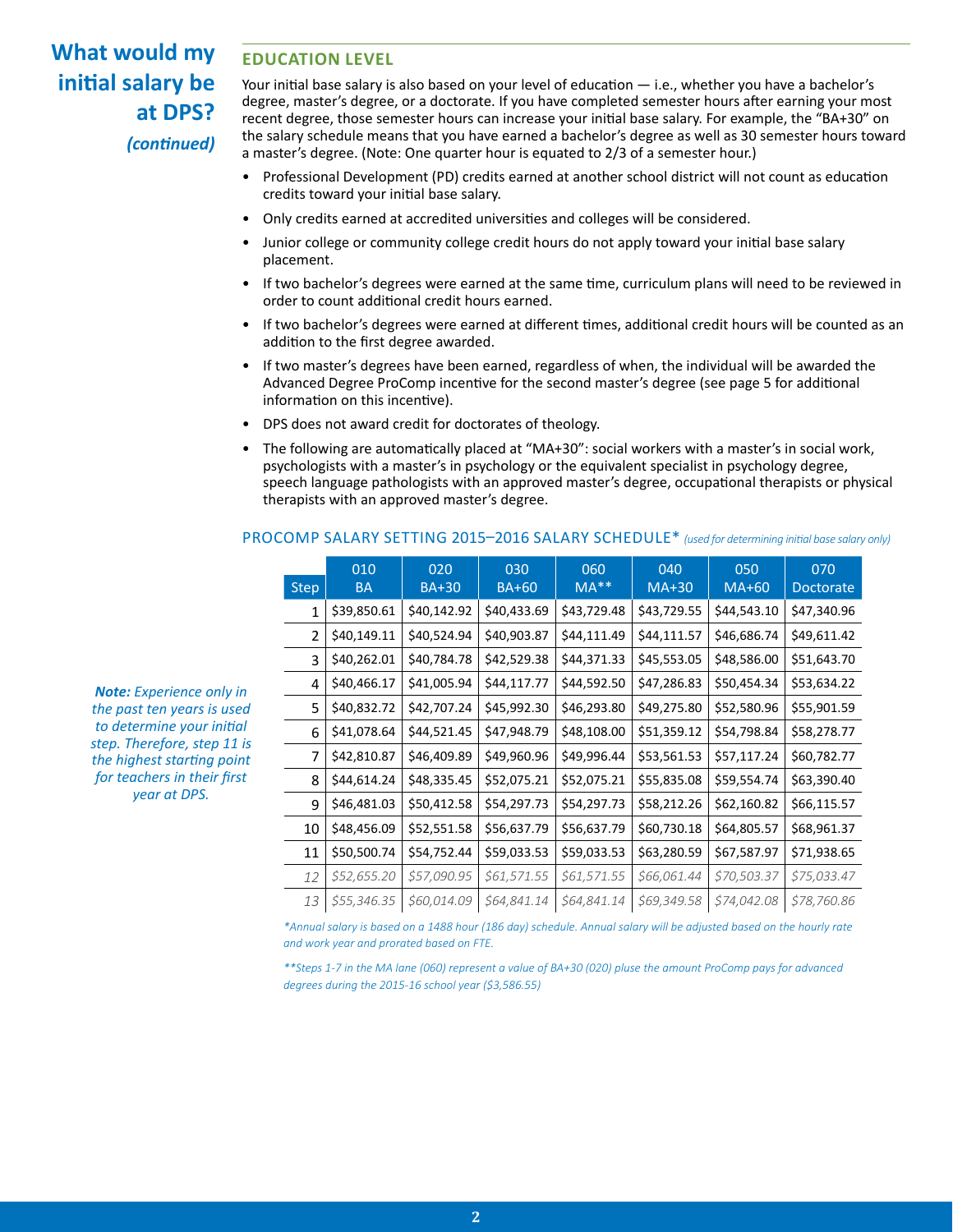# What would my initial salary be at DPS? *(continued)*

## EDUCATION LEVEL

Your initial base salary is also based on your level of education — i.e., whether you have a bachelor's degree, master's degree, or a doctorate. If you have completed semester hours after earning your most recent degree, those semester hours can increase your initial base salary. For example, the "BA+30" on the salary schedule means that you have earned a bachelor's degree as well as 30 semester hours toward a master's degree. (Note: One quarter hour is equated to 2/3 of a semester hour.)

- Professional Development (PD) credits earned at another school district will not count as education credits toward your initial base salary.
- Only credits earned at accredited universities and colleges will be considered.
- Junior college or community college credit hours do not apply toward your initial base salary placement.
- If two bachelor's degrees were earned at the same time, curriculum plans will need to be reviewed in order to count additional credit hours earned.
- If two bachelor's degrees were earned at different times, additional credit hours will be counted as an addition to the first degree awarded.
- If two master's degrees have been earned, regardless of when, the individual will be awarded the Advanced Degree ProComp incentive for the second master's degree (see page 5 for additional information on this incentive).
- DPS does not award credit for doctorates of theology.
- The following are automatically placed at "MA+30": social workers with a master's in social work, psychologists with a master's in psychology or the equivalent specialist in psychology degree, speech language pathologists with an approved master's degree, occupational therapists or physical therapists with an approved master's degree.

*Note: Experience only in the past ten years is used to determine your initial step. Therefore, step 11 is the highest starting point for teachers in their first year at DPS.*

### PROCOMP SALARY SETTING 2015–2016 SALARY SCHEDULE* *(used for determining initial base salary only)*

| Step | 010 BA | 020 BA+30 | 030 BA+60 | 060 MA** | 040 MA+30 | 050 MA+60 | 070 Doctorate |
|---|---|---|---|---|---|---|---|
| 1 | $39,850.61 | $40,142.92 | $40,433.69 | $43,729.48 | $43,729.55 | $44,543.10 | $47,340.96 |
| 2 | $40,149.11 | $40,524.94 | $40,903.87 | $44,111.49 | $44,111.57 | $46,686.74 | $49,611.42 |
| 3 | $40,262.01 | $40,784.78 | $42,529.38 | $44,371.33 | $45,553.05 | $48,586.00 | $51,643.70 |
| 4 | $40,466.17 | $41,005.94 | $44,117.77 | $44,592.50 | $47,286.83 | $50,454.34 | $53,634.22 |
| 5 | $40,832.72 | $42,707.24 | $45,992.30 | $46,293.80 | $49,275.80 | $52,580.96 | $55,901.59 |
| 6 | $41,078.64 | $44,521.45 | $47,948.79 | $48,108.00 | $51,359.12 | $54,798.84 | $58,278.77 |
| 7 | $42,810.87 | $46,409.89 | $49,960.96 | $49,996.44 | $53,561.53 | $57,117.24 | $60,782.77 |
| 8 | $44,614.24 | $48,335.45 | $52,075.21 | $52,075.21 | $55,835.08 | $59,554.74 | $63,390.40 |
| 9 | $46,481.03 | $50,412.58 | $54,297.73 | $54,297.73 | $58,212.26 | $62,160.82 | $66,115.57 |
| 10 | $48,456.09 | $52,551.58 | $56,637.79 | $56,637.79 | $60,730.18 | $64,805.57 | $68,961.37 |
| 11 | $50,500.74 | $54,752.44 | $59,033.53 | $59,033.53 | $63,280.59 | $67,587.97 | $71,938.65 |
| *12* | *$52,655.20* | *$57,090.95* | *$61,571.55* | *$61,571.55* | *$66,061.44* | *$70,503.37* | *$75,033.47* |
| *13* | *$55,346.35* | *$60,014.09* | *$64,841.14* | *$64,841.14* | *$69,349.58* | *$74,042.08* | *$78,760.86* |

*\*Annual salary is based on a 1488 hour (186 day) schedule. Annual salary will be adjusted based on the hourly rate and work year and prorated based on FTE.*

*\*\*Steps 1-7 in the MA lane (060) represent a value of BA+30 (020) pluse the amount ProComp pays for advanced degrees during the 2015-16 school year ($3,586.55)*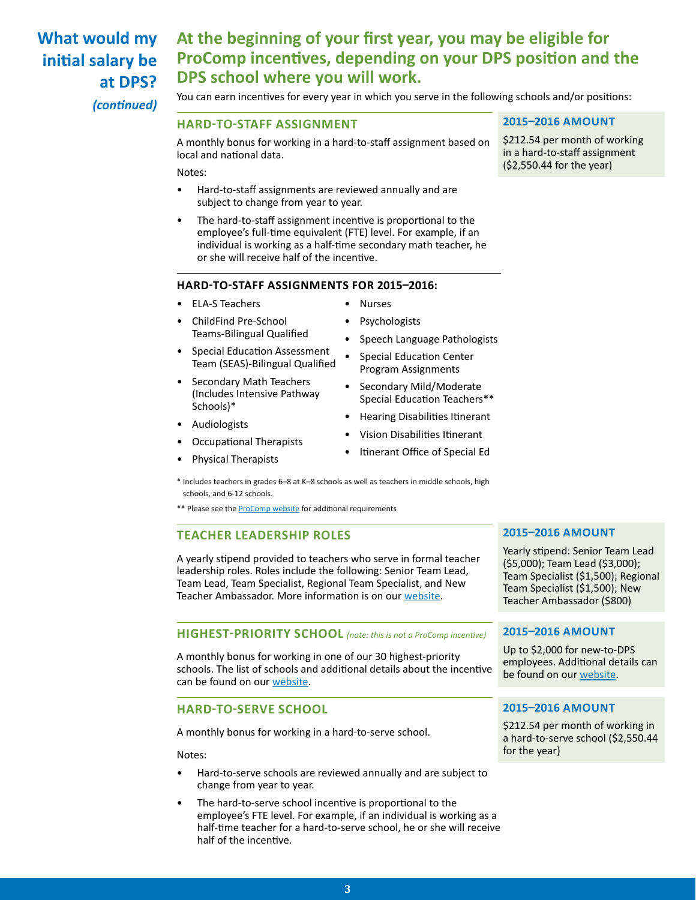## What would my initial salary be at DPS? *(continued)*

## At the beginning of your first year, you may be eligible for ProComp incentives, depending on your DPS position and the DPS school where you will work.

You can earn incentives for every year in which you serve in the following schools and/or positions:

### HARD-TO-STAFF ASSIGNMENT

A monthly bonus for working in a hard-to-staff assignment based on local and national data.

Notes:

- Hard-to-staff assignments are reviewed annually and are subject to change from year to year.
- The hard-to-staff assignment incentive is proportional to the employee's full-time equivalent (FTE) level. For example, if an individual is working as a half-time secondary math teacher, he or she will receive half of the incentive.

**2015–2016 AMOUNT**

$212.54 per month of working in a hard-to-staff assignment ($2,550.44 for the year)

**HARD-TO-STAFF ASSIGNMENTS FOR 2015–2016:**

- ELA-S Teachers
- ChildFind Pre-School Teams-Bilingual Qualified
- Special Education Assessment Team (SEAS)-Bilingual Qualified
- Secondary Math Teachers (Includes Intensive Pathway Schools)*
- Audiologists
- Occupational Therapists
- Physical Therapists
- Nurses
- Psychologists
- Speech Language Pathologists
- Special Education Center Program Assignments
- Secondary Mild/Moderate Special Education Teachers**
- Hearing Disabilities Itinerant
- Vision Disabilities Itinerant
- Itinerant Office of Special Ed

* Includes teachers in grades 6–8 at K–8 schools as well as teachers in middle schools, high schools, and 6-12 schools.

** Please see the ProComp website for additional requirements

### TEACHER LEADERSHIP ROLES

A yearly stipend provided to teachers who serve in formal teacher leadership roles. Roles include the following: Senior Team Lead, Team Lead, Team Specialist, Regional Team Specialist, and New Teacher Ambassador. More information is on our website.

**2015–2016 AMOUNT**

Yearly stipend: Senior Team Lead ($5,000); Team Lead ($3,000); Team Specialist ($1,500); Regional Team Specialist ($1,500); New Teacher Ambassador ($800)

### HIGHEST-PRIORITY SCHOOL *(note: this is not a ProComp incentive)*

A monthly bonus for working in one of our 30 highest-priority schools. The list of schools and additional details about the incentive can be found on our website.

**2015–2016 AMOUNT**

Up to $2,000 for new-to-DPS employees. Additional details can be found on our website.

### HARD-TO-SERVE SCHOOL

A monthly bonus for working in a hard-to-serve school.

Notes:

- Hard-to-serve schools are reviewed annually and are subject to change from year to year.
- The hard-to-serve school incentive is proportional to the employee's FTE level. For example, if an individual is working as a half-time teacher for a hard-to-serve school, he or she will receive half of the incentive.

**2015–2016 AMOUNT**

$212.54 per month of working in a hard-to-serve school ($2,550.44 for the year)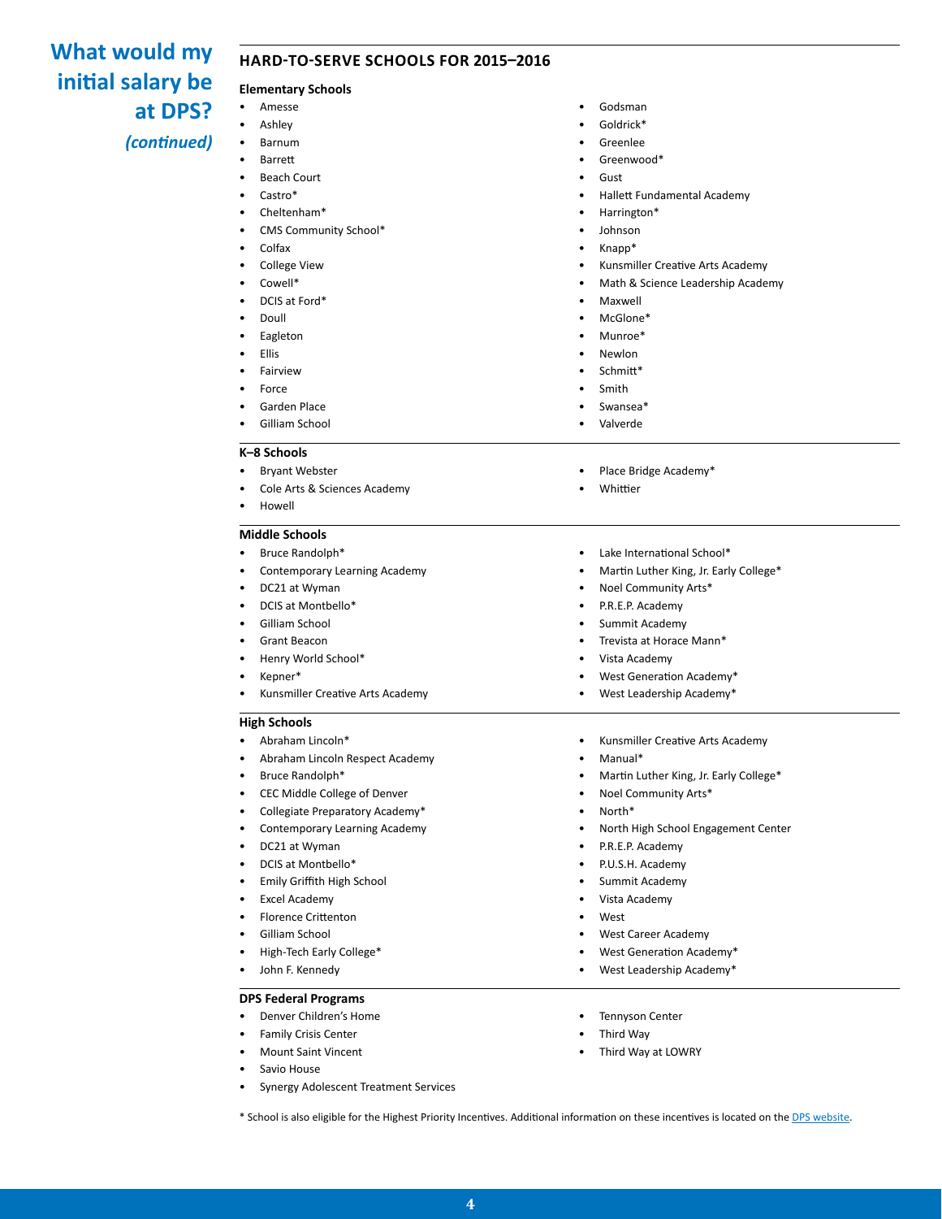# What would my initial salary be at DPS? *(continued)*

## HARD-TO-SERVE SCHOOLS FOR 2015–2016

### Elementary Schools

- Amesse
- Ashley
- Barnum
- Barrett
- Beach Court
- Castro*
- Cheltenham*
- CMS Community School*
- Colfax
- College View
- Cowell*
- DCIS at Ford*
- Doull
- Eagleton
- Ellis
- Fairview
- Force
- Garden Place
- Gilliam School
- Godsman
- Goldrick*
- Greenlee
- Greenwood*
- Gust
- Hallett Fundamental Academy
- Harrington*
- Johnson
- Knapp*
- Kunsmiller Creative Arts Academy
- Math & Science Leadership Academy
- Maxwell
- McGlone*
- Munroe*
- Newlon
- Schmitt*
- Smith
- Swansea*
- Valverde

### K–8 Schools

- Bryant Webster
- Cole Arts & Sciences Academy
- Howell
- Place Bridge Academy*
- Whittier

### Middle Schools

- Bruce Randolph*
- Contemporary Learning Academy
- DC21 at Wyman
- DCIS at Montbello*
- Gilliam School
- Grant Beacon
- Henry World School*
- Kepner*
- Kunsmiller Creative Arts Academy
- Lake International School*
- Martin Luther King, Jr. Early College*
- Noel Community Arts*
- P.R.E.P. Academy
- Summit Academy
- Trevista at Horace Mann*
- Vista Academy
- West Generation Academy*
- West Leadership Academy*

### High Schools

- Abraham Lincoln*
- Abraham Lincoln Respect Academy
- Bruce Randolph*
- CEC Middle College of Denver
- Collegiate Preparatory Academy*
- Contemporary Learning Academy
- DC21 at Wyman
- DCIS at Montbello*
- Emily Griffith High School
- Excel Academy
- Florence Crittenton
- Gilliam School
- High-Tech Early College*
- John F. Kennedy
- Kunsmiller Creative Arts Academy
- Manual*
- Martin Luther King, Jr. Early College*
- Noel Community Arts*
- North*
- North High School Engagement Center
- P.R.E.P. Academy
- P.U.S.H. Academy
- Summit Academy
- Vista Academy
- West
- West Career Academy
- West Generation Academy*
- West Leadership Academy*

### DPS Federal Programs

- Denver Children's Home
- Family Crisis Center
- Mount Saint Vincent
- Savio House
- Synergy Adolescent Treatment Services
- Tennyson Center
- Third Way
- Third Way at LOWRY

* School is also eligible for the Highest Priority Incentives. Additional information on these incentives is located on the DPS website.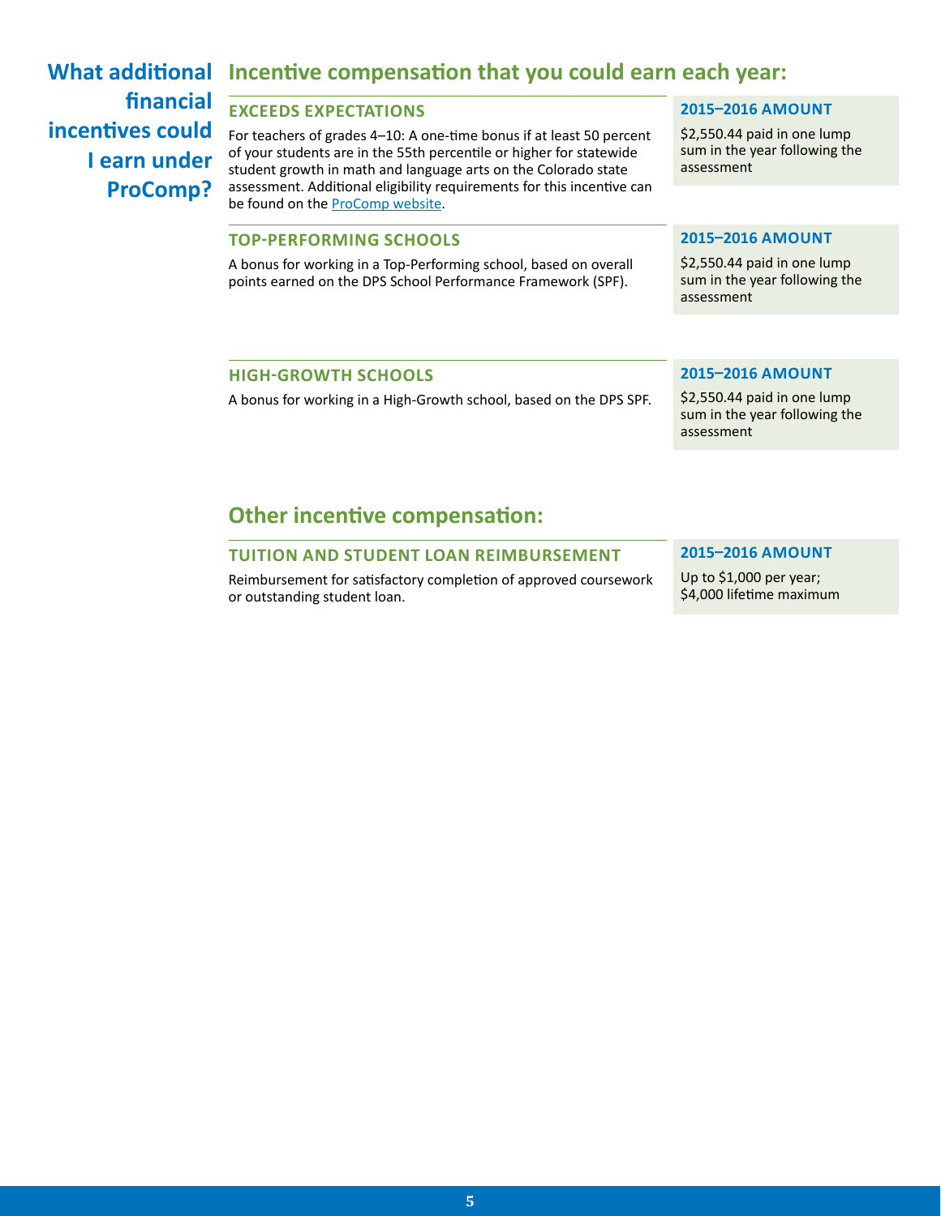## What additional financial incentives could I earn under ProComp?

## Incentive compensation that you could earn each year:

### EXCEEDS EXPECTATIONS

For teachers of grades 4–10: A one-time bonus if at least 50 percent of your students are in the 55th percentile or higher for statewide student growth in math and language arts on the Colorado state assessment. Additional eligibility requirements for this incentive can be found on the [ProComp website](ProComp website).

**2015–2016 AMOUNT**

$2,550.44 paid in one lump sum in the year following the assessment

### TOP-PERFORMING SCHOOLS

A bonus for working in a Top-Performing school, based on overall points earned on the DPS School Performance Framework (SPF).

**2015–2016 AMOUNT**

$2,550.44 paid in one lump sum in the year following the assessment

### HIGH-GROWTH SCHOOLS

A bonus for working in a High-Growth school, based on the DPS SPF.

**2015–2016 AMOUNT**

$2,550.44 paid in one lump sum in the year following the assessment

## Other incentive compensation:

### TUITION AND STUDENT LOAN REIMBURSEMENT

Reimbursement for satisfactory completion of approved coursework or outstanding student loan.

**2015–2016 AMOUNT**

Up to $1,000 per year; $4,000 lifetime maximum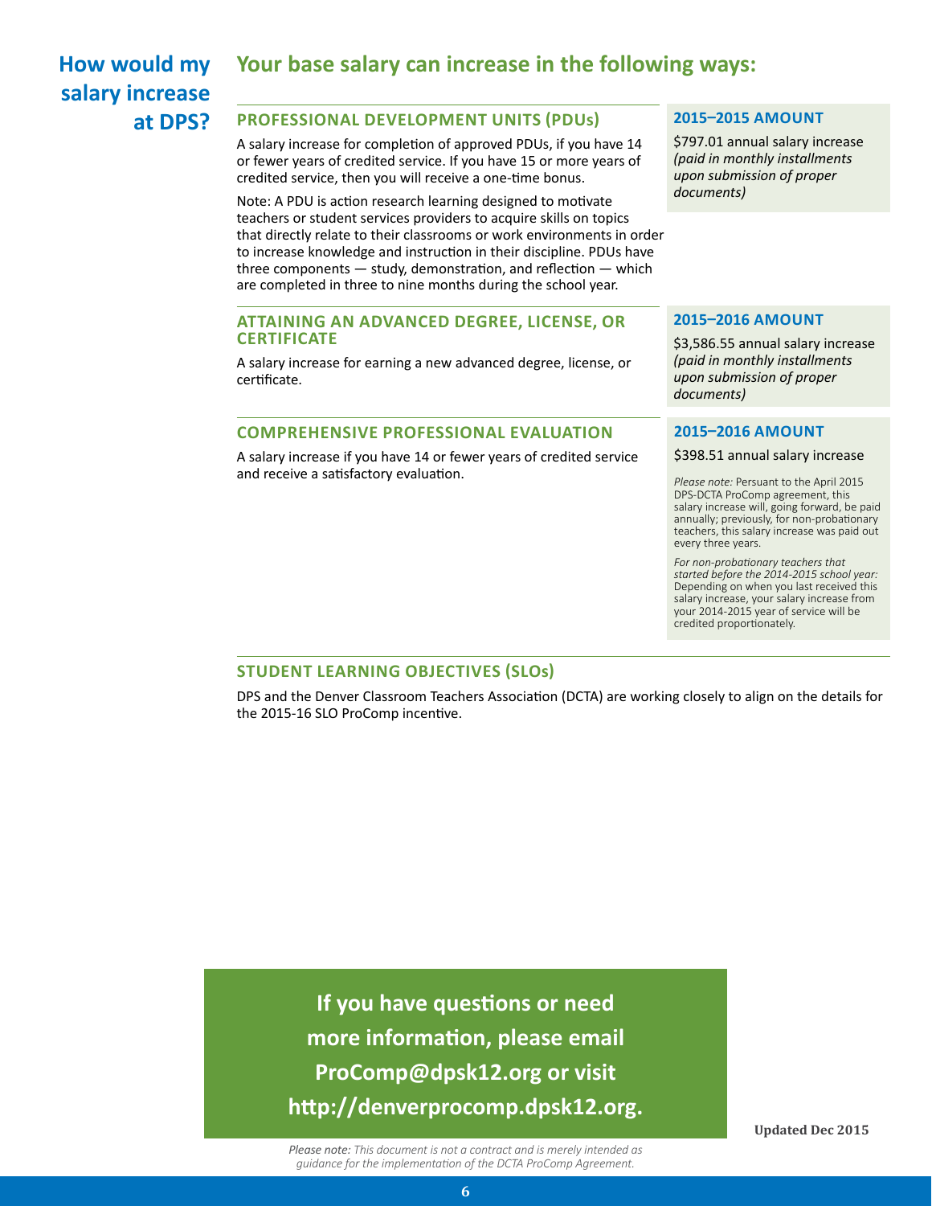## How would my salary increase at DPS?

## Your base salary can increase in the following ways:

### PROFESSIONAL DEVELOPMENT UNITS (PDUs)

A salary increase for completion of approved PDUs, if you have 14 or fewer years of credited service. If you have 15 or more years of credited service, then you will receive a one-time bonus.

Note: A PDU is action research learning designed to motivate teachers or student services providers to acquire skills on topics that directly relate to their classrooms or work environments in order to increase knowledge and instruction in their discipline. PDUs have three components — study, demonstration, and reflection — which are completed in three to nine months during the school year.

**2015–2015 AMOUNT**

$797.01 annual salary increase *(paid in monthly installments upon submission of proper documents)*

### ATTAINING AN ADVANCED DEGREE, LICENSE, OR CERTIFICATE

A salary increase for earning a new advanced degree, license, or certificate.

**2015–2016 AMOUNT**

$3,586.55 annual salary increase *(paid in monthly installments upon submission of proper documents)*

### COMPREHENSIVE PROFESSIONAL EVALUATION

A salary increase if you have 14 or fewer years of credited service and receive a satisfactory evaluation.

**2015–2016 AMOUNT**

$398.51 annual salary increase

*Please note:* Persuant to the April 2015 DPS-DCTA ProComp agreement, this salary increase will, going forward, be paid annually; previously, for non-probationary teachers, this salary increase was paid out every three years.

*For non-probationary teachers that started before the 2014-2015 school year:* Depending on when you last received this salary increase, your salary increase from your 2014-2015 year of service will be credited proportionately.

### STUDENT LEARNING OBJECTIVES (SLOs)

DPS and the Denver Classroom Teachers Association (DCTA) are working closely to align on the details for the 2015-16 SLO ProComp incentive.

**If you have questions or need more information, please email ProComp@dpsk12.org or visit http://denverprocomp.dpsk12.org.**

Updated Dec 2015

*Please note: This document is not a contract and is merely intended as guidance for the implementation of the DCTA ProComp Agreement.*